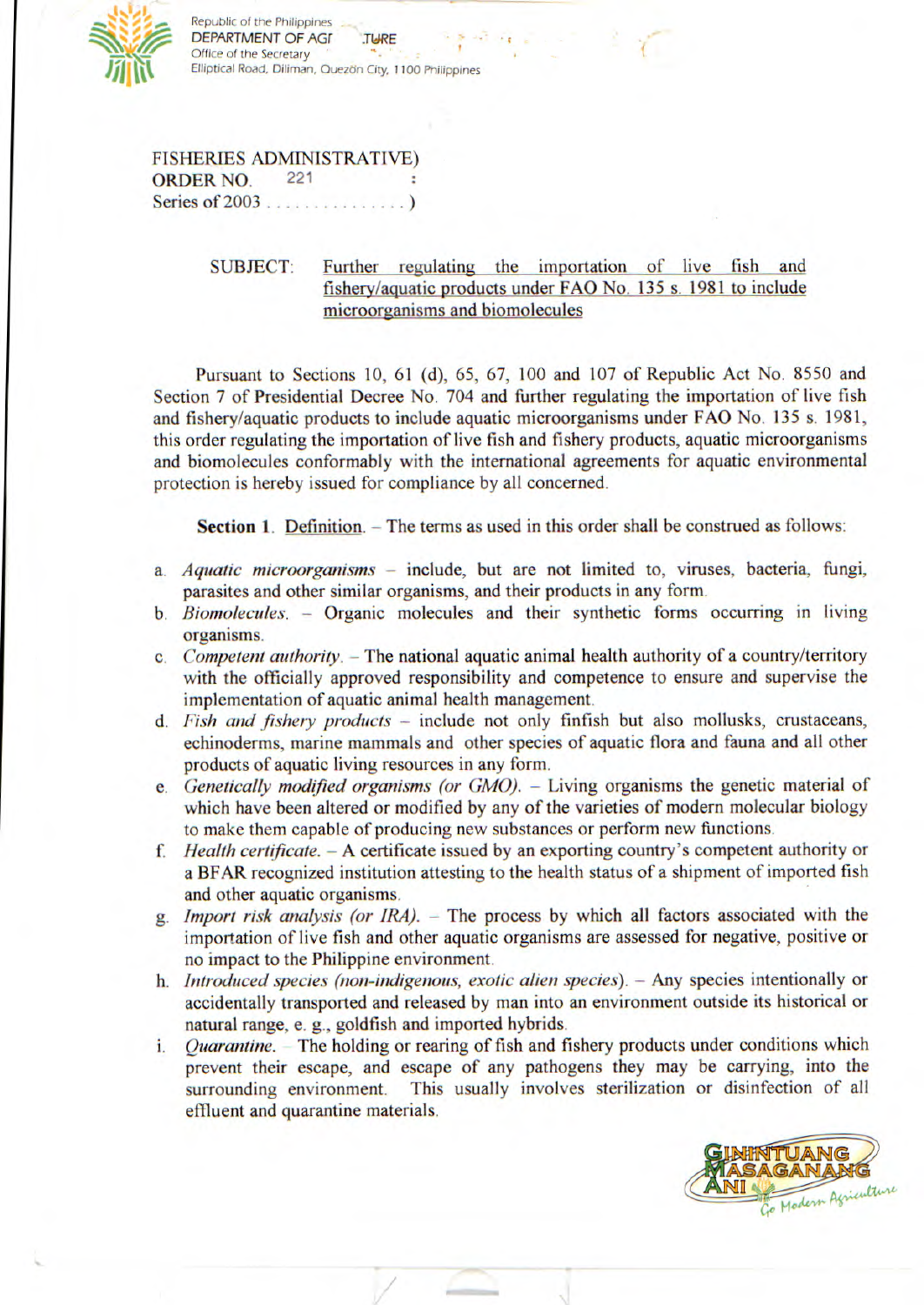Republic of the Philippines
DEPARTMENT OF AGRICULTURE
Office of the Secretary
Elliptical Road, Diliman, Quezon City, 1100 Philippines

FISHERIES ADMINISTRATIVE)
ORDER NO. 221 :
Series of 2003 . . . . . . . . . . . . . . )

SUBJECT: Further regulating the importation of live fish and fishery/aquatic products under FAO No. 135 s. 1981 to include microorganisms and biomolecules

Pursuant to Sections 10, 61 (d), 65, 67, 100 and 107 of Republic Act No. 8550 and Section 7 of Presidential Decree No. 704 and further regulating the importation of live fish and fishery/aquatic products to include aquatic microorganisms under FAO No. 135 s. 1981, this order regulating the importation of live fish and fishery products, aquatic microorganisms and biomolecules conformably with the international agreements for aquatic environmental protection is hereby issued for compliance by all concerned.

**Section 1**. Definition. – The terms as used in this order shall be construed as follows:

a. *Aquatic microorganisms* – include, but are not limited to, viruses, bacteria, fungi, parasites and other similar organisms, and their products in any form.
b. *Biomolecules*. – Organic molecules and their synthetic forms occurring in living organisms.
c. *Competent authority*. – The national aquatic animal health authority of a country/territory with the officially approved responsibility and competence to ensure and supervise the implementation of aquatic animal health management.
d. *Fish and fishery products* – include not only finfish but also mollusks, crustaceans, echinoderms, marine mammals and other species of aquatic flora and fauna and all other products of aquatic living resources in any form.
e. *Genetically modified organisms (or GMO)*. – Living organisms the genetic material of which have been altered or modified by any of the varieties of modern molecular biology to make them capable of producing new substances or perform new functions.
f. *Health certificate*. – A certificate issued by an exporting country's competent authority or a BFAR recognized institution attesting to the health status of a shipment of imported fish and other aquatic organisms.
g. *Import risk analysis (or IRA)*. – The process by which all factors associated with the importation of live fish and other aquatic organisms are assessed for negative, positive or no impact to the Philippine environment.
h. *Introduced species (non-indigenous, exotic alien species)*. – Any species intentionally or accidentally transported and released by man into an environment outside its historical or natural range, e. g., goldfish and imported hybrids.
i. *Quarantine*. – The holding or rearing of fish and fishery products under conditions which prevent their escape, and escape of any pathogens they may be carrying, into the surrounding environment. This usually involves sterilization or disinfection of all effluent and quarantine materials.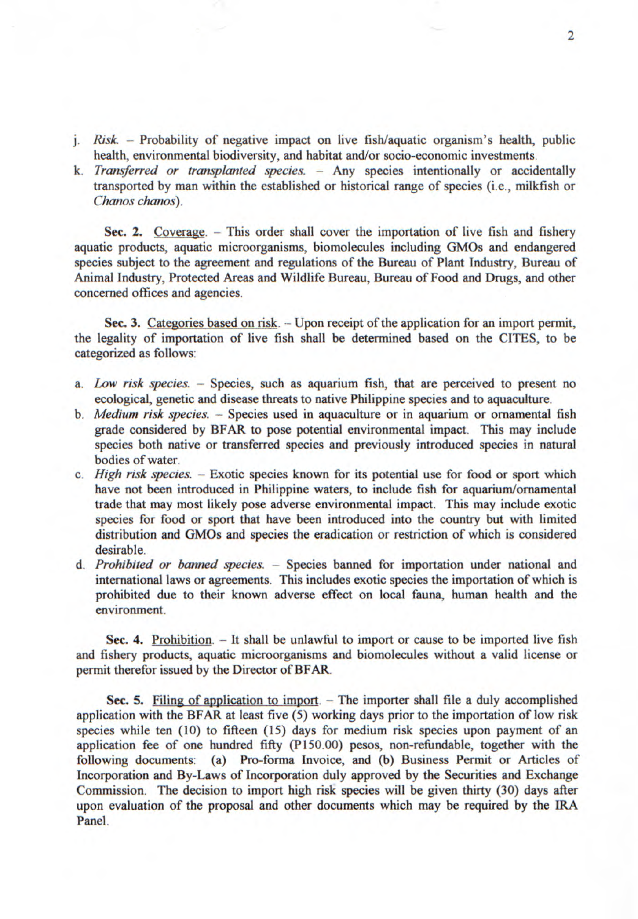j. *Risk.* – Probability of negative impact on live fish/aquatic organism's health, public health, environmental biodiversity, and habitat and/or socio-economic investments.

k. *Transferred or transplanted species.* – Any species intentionally or accidentally transported by man within the established or historical range of species (i.e., milkfish or *Chanos chanos*).

**Sec. 2.** Coverage. – This order shall cover the importation of live fish and fishery aquatic products, aquatic microorganisms, biomolecules including GMOs and endangered species subject to the agreement and regulations of the Bureau of Plant Industry, Bureau of Animal Industry, Protected Areas and Wildlife Bureau, Bureau of Food and Drugs, and other concerned offices and agencies.

**Sec. 3.** Categories based on risk. – Upon receipt of the application for an import permit, the legality of importation of live fish shall be determined based on the CITES, to be categorized as follows:

a. *Low risk species.* – Species, such as aquarium fish, that are perceived to present no ecological, genetic and disease threats to native Philippine species and to aquaculture.

b. *Medium risk species.* – Species used in aquaculture or in aquarium or ornamental fish grade considered by BFAR to pose potential environmental impact. This may include species both native or transferred species and previously introduced species in natural bodies of water.

c. *High risk species.* – Exotic species known for its potential use for food or sport which have not been introduced in Philippine waters, to include fish for aquarium/ornamental trade that may most likely pose adverse environmental impact. This may include exotic species for food or sport that have been introduced into the country but with limited distribution and GMOs and species the eradication or restriction of which is considered desirable.

d. *Prohibited or banned species.* – Species banned for importation under national and international laws or agreements. This includes exotic species the importation of which is prohibited due to their known adverse effect on local fauna, human health and the environment.

**Sec. 4.** Prohibition. – It shall be unlawful to import or cause to be imported live fish and fishery products, aquatic microorganisms and biomolecules without a valid license or permit therefor issued by the Director of BFAR.

**Sec. 5.** Filing of application to import. – The importer shall file a duly accomplished application with the BFAR at least five (5) working days prior to the importation of low risk species while ten (10) to fifteen (15) days for medium risk species upon payment of an application fee of one hundred fifty (P150.00) pesos, non-refundable, together with the following documents: (a) Pro-forma Invoice, and (b) Business Permit or Articles of Incorporation and By-Laws of Incorporation duly approved by the Securities and Exchange Commission. The decision to import high risk species will be given thirty (30) days after upon evaluation of the proposal and other documents which may be required by the IRA Panel.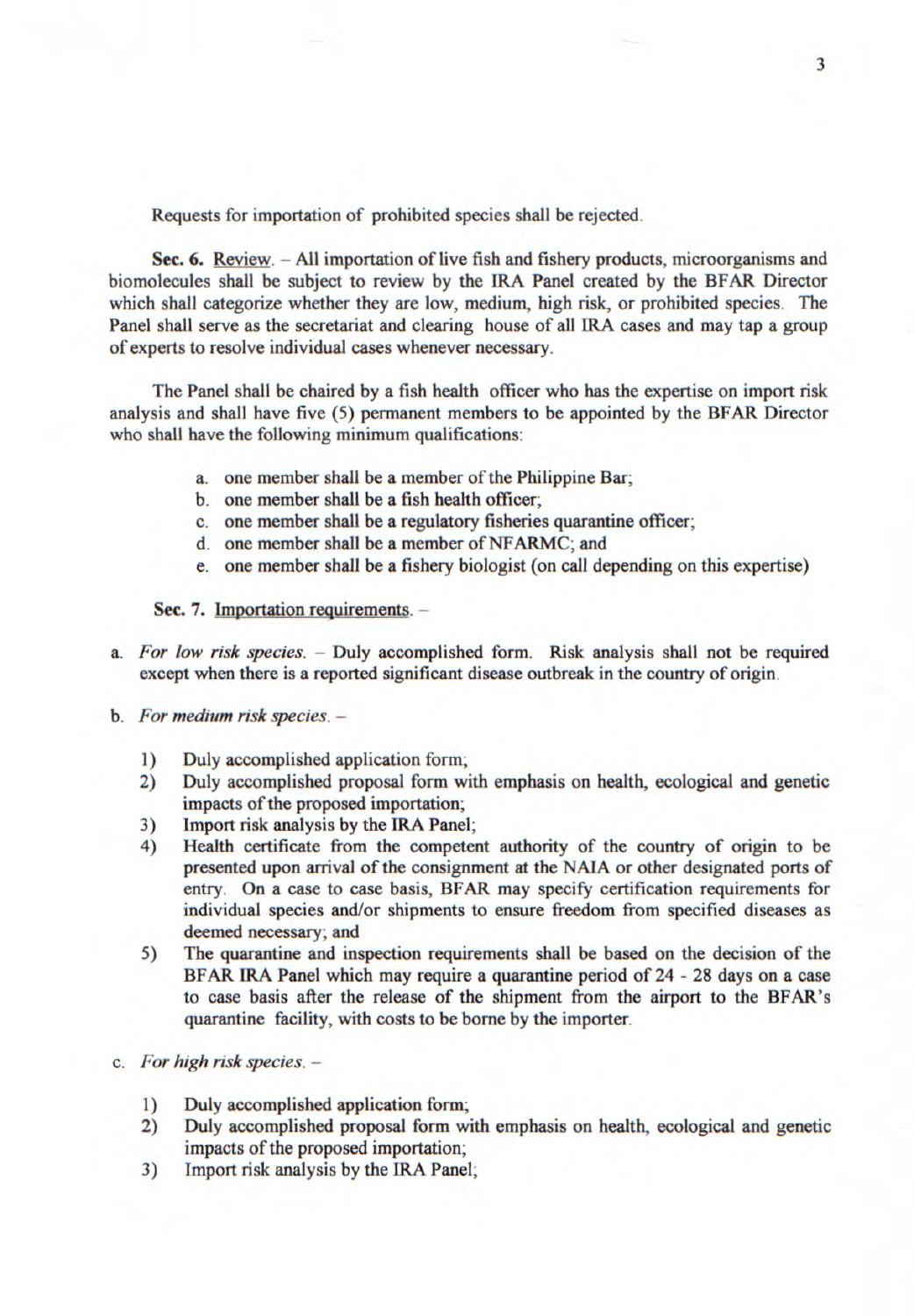Requests for importation of prohibited species shall be rejected.

**Sec. 6.** Review. – All importation of live fish and fishery products, microorganisms and biomolecules shall be subject to review by the IRA Panel created by the BFAR Director which shall categorize whether they are low, medium, high risk, or prohibited species. The Panel shall serve as the secretariat and clearing house of all IRA cases and may tap a group of experts to resolve individual cases whenever necessary.

The Panel shall be chaired by a fish health officer who has the expertise on import risk analysis and shall have five (5) permanent members to be appointed by the BFAR Director who shall have the following minimum qualifications:

a. one member shall be a member of the Philippine Bar;
b. one member shall be a fish health officer;
c. one member shall be a regulatory fisheries quarantine officer;
d. one member shall be a member of NFARMC; and
e. one member shall be a fishery biologist (on call depending on this expertise)

**Sec. 7.** Importation requirements. –

a. *For low risk species.* – Duly accomplished form. Risk analysis shall not be required except when there is a reported significant disease outbreak in the country of origin.

b. *For medium risk species.* –

1) Duly accomplished application form;
2) Duly accomplished proposal form with emphasis on health, ecological and genetic impacts of the proposed importation;
3) Import risk analysis by the IRA Panel;
4) Health certificate from the competent authority of the country of origin to be presented upon arrival of the consignment at the NAIA or other designated ports of entry. On a case to case basis, BFAR may specify certification requirements for individual species and/or shipments to ensure freedom from specified diseases as deemed necessary; and
5) The quarantine and inspection requirements shall be based on the decision of the BFAR IRA Panel which may require a quarantine period of 24 - 28 days on a case to case basis after the release of the shipment from the airport to the BFAR's quarantine facility, with costs to be borne by the importer.

c. *For high risk species.* –

1) Duly accomplished application form;
2) Duly accomplished proposal form with emphasis on health, ecological and genetic impacts of the proposed importation;
3) Import risk analysis by the IRA Panel;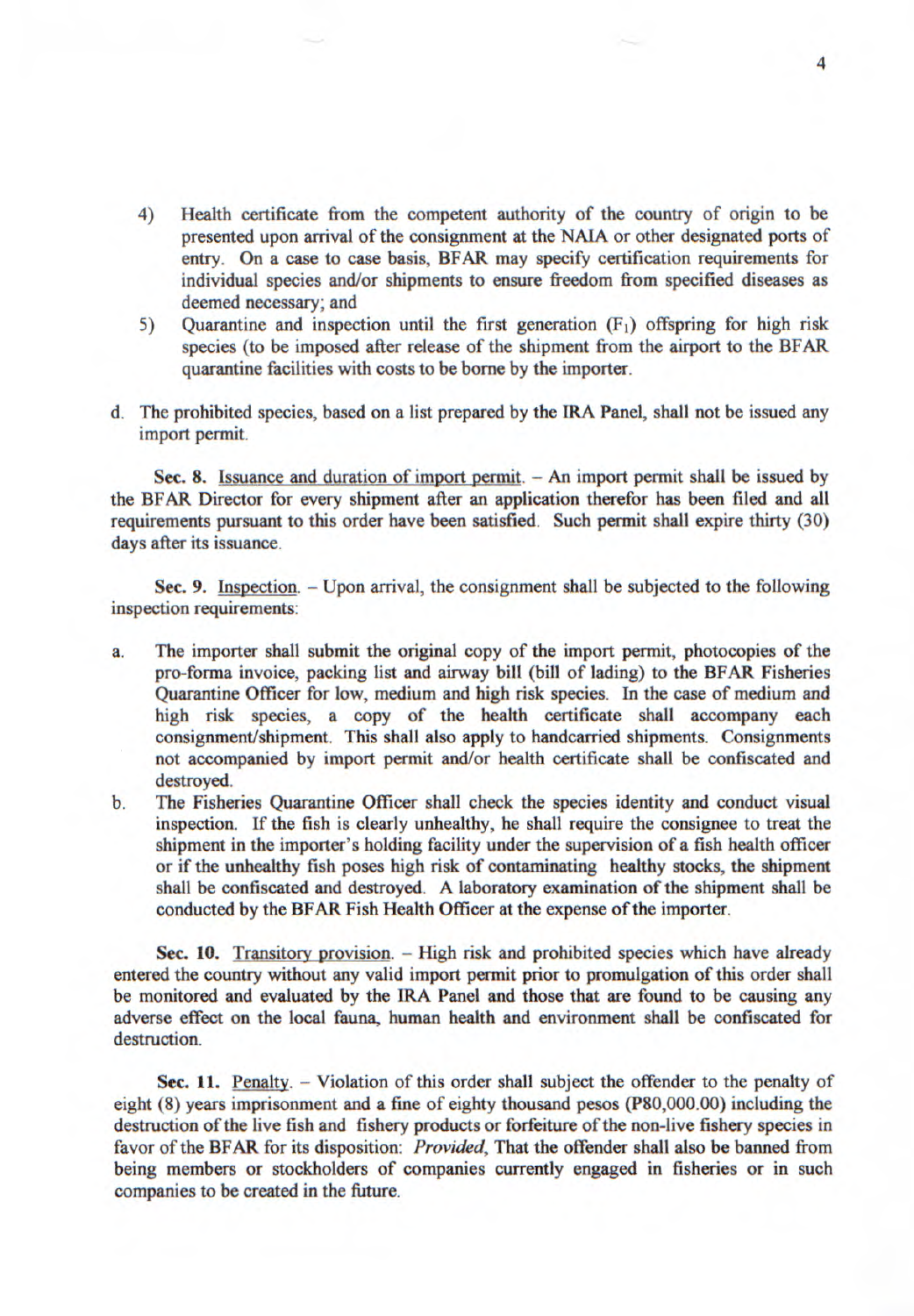4) Health certificate from the competent authority of the country of origin to be presented upon arrival of the consignment at the NAIA or other designated ports of entry. On a case to case basis, BFAR may specify certification requirements for individual species and/or shipments to ensure freedom from specified diseases as deemed necessary; and

5) Quarantine and inspection until the first generation ($F_1$) offspring for high risk species (to be imposed after release of the shipment from the airport to the BFAR quarantine facilities with costs to be borne by the importer.

d. The prohibited species, based on a list prepared by the IRA Panel, shall not be issued any import permit.

**Sec. 8.** Issuance and duration of import permit. – An import permit shall be issued by the BFAR Director for every shipment after an application therefor has been filed and all requirements pursuant to this order have been satisfied. Such permit shall expire thirty (30) days after its issuance.

**Sec. 9.** Inspection. – Upon arrival, the consignment shall be subjected to the following inspection requirements:

a. The importer shall submit the original copy of the import permit, photocopies of the pro-forma invoice, packing list and airway bill (bill of lading) to the BFAR Fisheries Quarantine Officer for low, medium and high risk species. In the case of medium and high risk species, a copy of the health certificate shall accompany each consignment/shipment. This shall also apply to handcarried shipments. Consignments not accompanied by import permit and/or health certificate shall be confiscated and destroyed.

b. The Fisheries Quarantine Officer shall check the species identity and conduct visual inspection. If the fish is clearly unhealthy, he shall require the consignee to treat the shipment in the importer's holding facility under the supervision of a fish health officer or if the unhealthy fish poses high risk of contaminating healthy stocks, the shipment shall be confiscated and destroyed. A laboratory examination of the shipment shall be conducted by the BFAR Fish Health Officer at the expense of the importer.

**Sec. 10.** Transitory provision. – High risk and prohibited species which have already entered the country without any valid import permit prior to promulgation of this order shall be monitored and evaluated by the IRA Panel and those that are found to be causing any adverse effect on the local fauna, human health and environment shall be confiscated for destruction.

**Sec. 11.** Penalty. – Violation of this order shall subject the offender to the penalty of eight (8) years imprisonment and a fine of eighty thousand pesos (P80,000.00) including the destruction of the live fish and fishery products or forfeiture of the non-live fishery species in favor of the BFAR for its disposition: *Provided*, That the offender shall also be banned from being members or stockholders of companies currently engaged in fisheries or in such companies to be created in the future.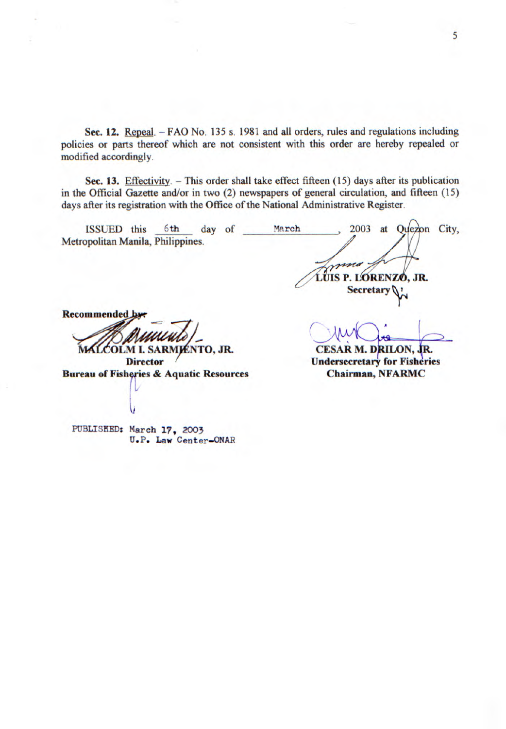**Sec. 12.** Repeal. – FAO No. 135 s. 1981 and all orders, rules and regulations including policies or parts thereof which are not consistent with this order are hereby repealed or modified accordingly.

**Sec. 13.** Effectivity. – This order shall take effect fifteen (15) days after its publication in the Official Gazette and/or in two (2) newspapers of general circulation, and fifteen (15) days after its registration with the Office of the National Administrative Register.

ISSUED this 6th day of March, 2003 at Quezon City, Metropolitan Manila, Philippines.

**LUIS P. LORENZO, JR.**
**Secretary**

**Recommended by:**

**MALCOLM I. SARMIENTO, JR.**
**Director**
**Bureau of Fisheries & Aquatic Resources**

**CESAR M. DRILON, JR.**
**Undersecretary for Fisheries**
**Chairman, NFARMC**

PUBLISHED: March 17, 2003
U.P. Law Center-ONAR